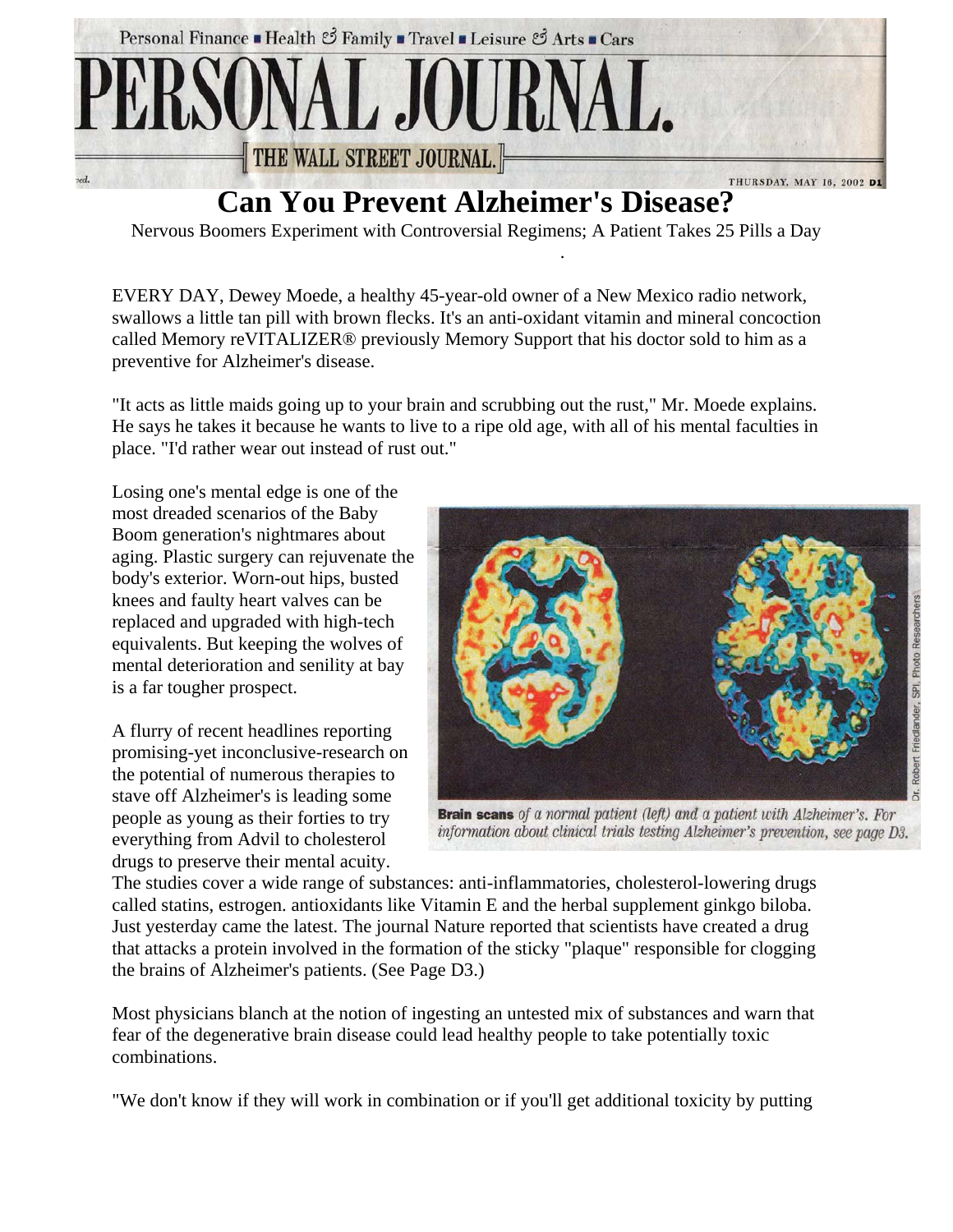# Can You Prevent Alzheimer's Disease?

Nervous Boomers Experiment with Controversial Regimens; A Patient Takes 25 Pills a Day

EVERY DAY, Dewey Moede, a healthy 45-year-old owner of a New Mexico radio network, swallows a little tan pill with brown flecks. It's an anti-oxidant vitamin and mineral concoction called Memory reVITALIZER® previously Memory Support that his doctor sold to him as a preventive for Alzheimer's disease.

"It acts as little maids going up to your brain and scrubbing out the rust," Mr. Moede explains. He says he takes it because he wants to live to a ripe old age, with all of his mental faculties in place. "I'd rather wear out instead of rust out."

Losing one's mental edge is one of the most dreaded scenarios of the Baby Boom generation's nightmares about aging. Plastic surgery can rejuvenate the body's exterior. Worn-out hips, busted knees and faulty heart valves can be replaced and upgraded with high-tech equivalents. But keeping the wolves of mental deterioration and senility at bay is a far tougher prospect.

A flurry of recent headlines reporting promising-yet inconclusive-research on the potential of numerous therapies to stave off Alzheimer's is leading some people as young as their forties to try everything from Advil to cholesterol drugs to preserve their mental acuity.

**Brain scans** *of a normal patient (left) and a patient with Alzheimer's. For information about clinical trials testing Alzheimer's prevention, see page D3.*

The studies cover a wide range of substances: anti-inflammatories, cholesterol-lowering drugs called statins, estrogen. antioxidants like Vitamin E and the herbal supplement ginkgo biloba. Just yesterday came the latest. The journal Nature reported that scientists have created a drug that attacks a protein involved in the formation of the sticky "plaque" responsible for clogging the brains of Alzheimer's patients. (See Page D3.)

Most physicians blanch at the notion of ingesting an untested mix of substances and warn that fear of the degenerative brain disease could lead healthy people to take potentially toxic combinations.

"We don't know if they will work in combination or if you'll get additional toxicity by putting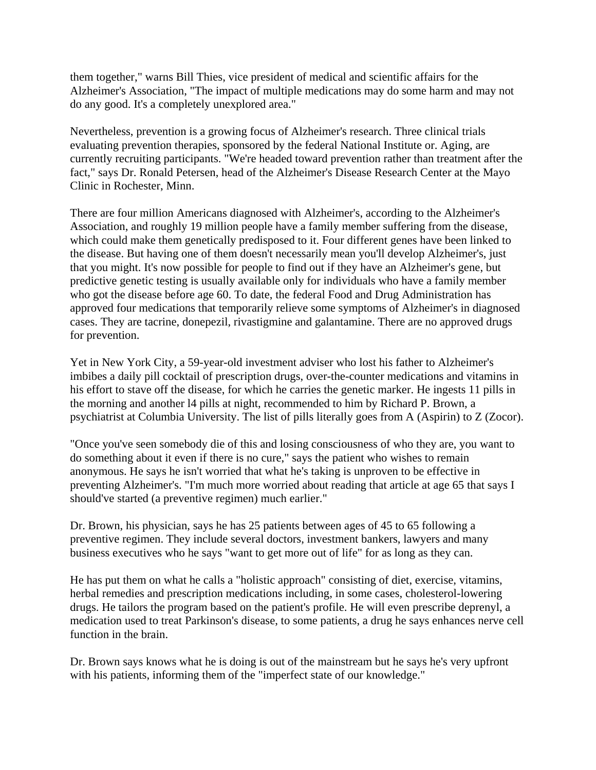them together," warns Bill Thies, vice president of medical and scientific affairs for the Alzheimer's Association, "The impact of multiple medications may do some harm and may not do any good. It's a completely unexplored area."

Nevertheless, prevention is a growing focus of Alzheimer's research. Three clinical trials evaluating prevention therapies, sponsored by the federal National Institute or. Aging, are currently recruiting participants. "We're headed toward prevention rather than treatment after the fact," says Dr. Ronald Petersen, head of the Alzheimer's Disease Research Center at the Mayo Clinic in Rochester, Minn.

There are four million Americans diagnosed with Alzheimer's, according to the Alzheimer's Association, and roughly 19 million people have a family member suffering from the disease, which could make them genetically predisposed to it. Four different genes have been linked to the disease. But having one of them doesn't necessarily mean you'll develop Alzheimer's, just that you might. It's now possible for people to find out if they have an Alzheimer's gene, but predictive genetic testing is usually available only for individuals who have a family member who got the disease before age 60. To date, the federal Food and Drug Administration has approved four medications that temporarily relieve some symptoms of Alzheimer's in diagnosed cases. They are tacrine, donepezil, rivastigmine and galantamine. There are no approved drugs for prevention.

Yet in New York City, a 59-year-old investment adviser who lost his father to Alzheimer's imbibes a daily pill cocktail of prescription drugs, over-the-counter medications and vitamins in his effort to stave off the disease, for which he carries the genetic marker. He ingests 11 pills in the morning and another l4 pills at night, recommended to him by Richard P. Brown, a psychiatrist at Columbia University. The list of pills literally goes from A (Aspirin) to Z (Zocor).

"Once you've seen somebody die of this and losing consciousness of who they are, you want to do something about it even if there is no cure," says the patient who wishes to remain anonymous. He says he isn't worried that what he's taking is unproven to be effective in preventing Alzheimer's. "I'm much more worried about reading that article at age 65 that says I should've started (a preventive regimen) much earlier."

Dr. Brown, his physician, says he has 25 patients between ages of 45 to 65 following a preventive regimen. They include several doctors, investment bankers, lawyers and many business executives who he says "want to get more out of life" for as long as they can.

He has put them on what he calls a "holistic approach" consisting of diet, exercise, vitamins, herbal remedies and prescription medications including, in some cases, cholesterol-lowering drugs. He tailors the program based on the patient's profile. He will even prescribe deprenyl, a medication used to treat Parkinson's disease, to some patients, a drug he says enhances nerve cell function in the brain.

Dr. Brown says knows what he is doing is out of the mainstream but he says he's very upfront with his patients, informing them of the "imperfect state of our knowledge."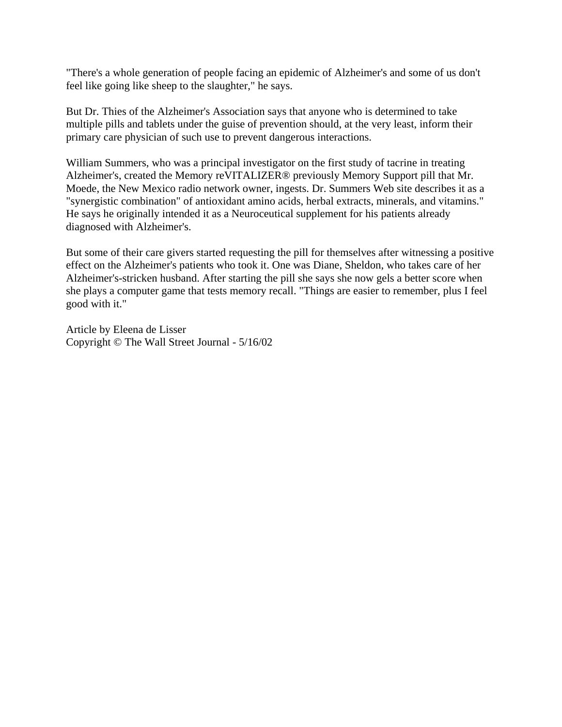"There's a whole generation of people facing an epidemic of Alzheimer's and some of us don't feel like going like sheep to the slaughter," he says.

But Dr. Thies of the Alzheimer's Association says that anyone who is determined to take multiple pills and tablets under the guise of prevention should, at the very least, inform their primary care physician of such use to prevent dangerous interactions.

William Summers, who was a principal investigator on the first study of tacrine in treating Alzheimer's, created the Memory reVITALIZER® previously Memory Support pill that Mr. Moede, the New Mexico radio network owner, ingests. Dr. Summers Web site describes it as a "synergistic combination" of antioxidant amino acids, herbal extracts, minerals, and vitamins." He says he originally intended it as a Neuroceutical supplement for his patients already diagnosed with Alzheimer's.

But some of their care givers started requesting the pill for themselves after witnessing a positive effect on the Alzheimer's patients who took it. One was Diane, Sheldon, who takes care of her Alzheimer's-stricken husband. After starting the pill she says she now gels a better score when she plays a computer game that tests memory recall. "Things are easier to remember, plus I feel good with it."

Article by Eleena de Lisser
Copyright © The Wall Street Journal - 5/16/02